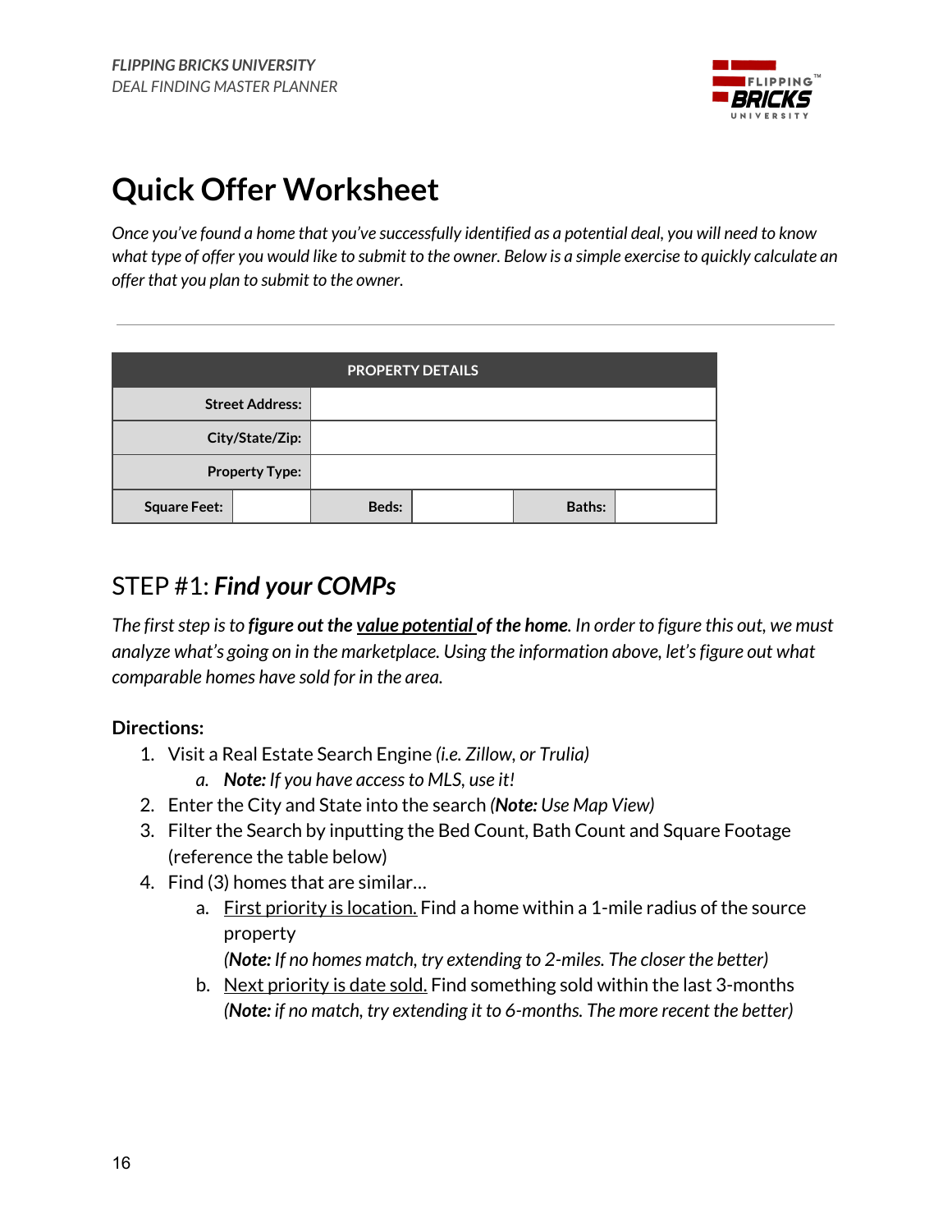# Quick Offer Worksheet

*Once you've found a home that you've successfully identified as a potential deal, you will need to know what type of offer you would like to submit to the owner. Below is a simple exercise to quickly calculate an offer that you plan to submit to the owner.*

---

| PROPERTY DETAILS | | | | | |
|---|---|---|---|---|---|
| **Street Address:** | | | | | |
| **City/State/Zip:** | | | | | |
| **Property Type:** | | | | | |
| **Square Feet:** | | **Beds:** | | **Baths:** | |

## STEP #1: ***Find your COMPs***

*The first step is to **figure out the <u>value potential</u> of the home**. In order to figure this out, we must analyze what's going on in the marketplace. Using the information above, let's figure out what comparable homes have sold for in the area.*

**Directions:**

1. Visit a Real Estate Search Engine *(i.e. Zillow, or Trulia)*
   a. ***Note:*** *If you have access to MLS, use it!*
2. Enter the City and State into the search *(**Note:** Use Map View)*
3. Filter the Search by inputting the Bed Count, Bath Count and Square Footage (reference the table below)
4. Find (3) homes that are similar…
   a. <u>First priority is location.</u> Find a home within a 1-mile radius of the source property
      *(**Note:** If no homes match, try extending to 2-miles. The closer the better)*
   b. <u>Next priority is date sold.</u> Find something sold within the last 3-months
      *(**Note:** if no match, try extending it to 6-months. The more recent the better)*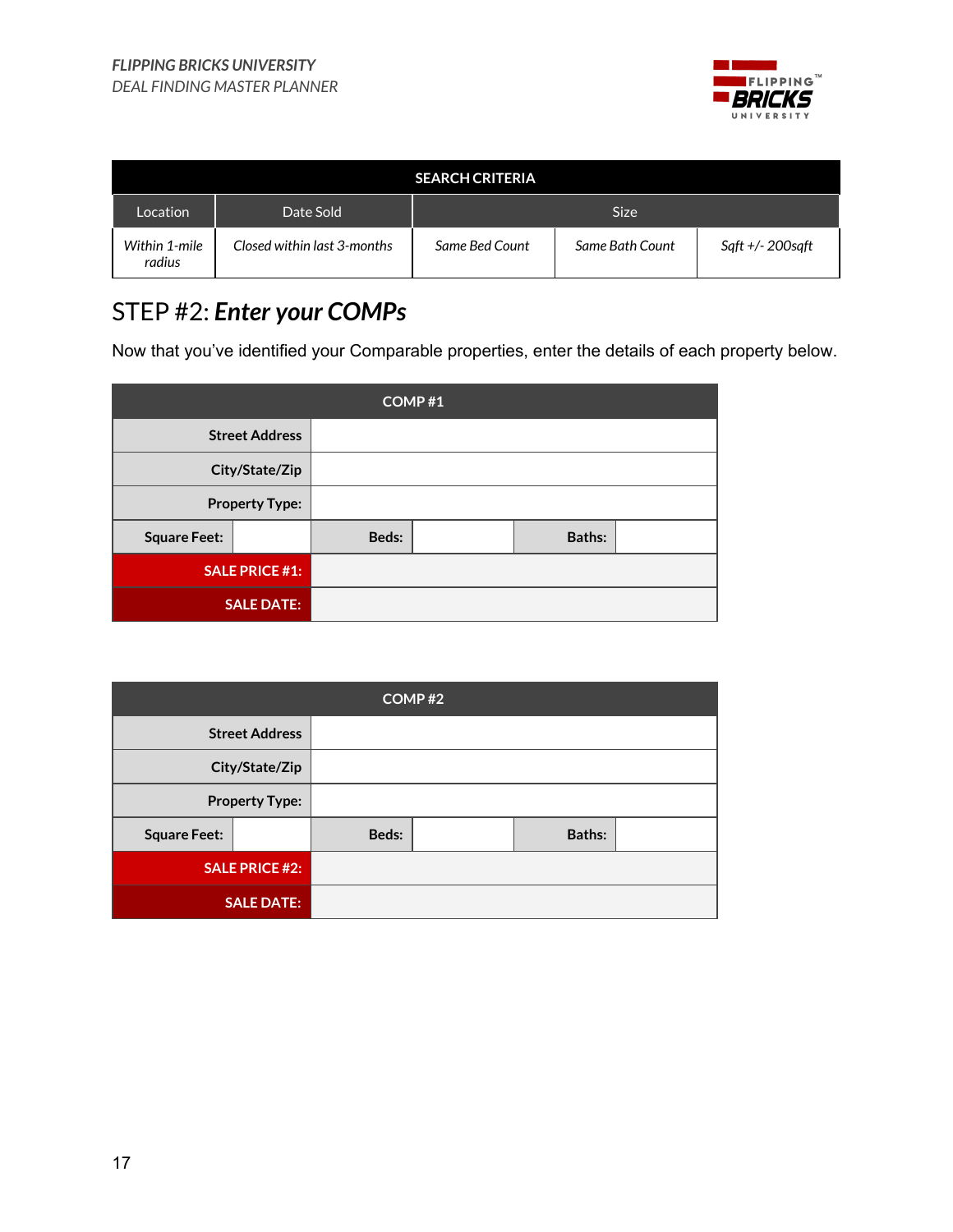| SEARCH CRITERIA | | | | |
|---|---|---|---|---|
| Location | Date Sold | Size | | |
| *Within 1-mile radius* | *Closed within last 3-months* | *Same Bed Count* | *Same Bath Count* | *Sqft +/- 200sqft* |

## STEP #2: *Enter your COMPs*

Now that you've identified your Comparable properties, enter the details of each property below.

| COMP #1 | | | | | |
|---|---|---|---|---|---|
| **Street Address** | | | | | |
| **City/State/Zip** | | | | | |
| **Property Type:** | | | | | |
| **Square Feet:** | | **Beds:** | | **Baths:** | |
| **SALE PRICE #1:** | | | | | |
| **SALE DATE:** | | | | | |

| COMP #2 | | | | | |
|---|---|---|---|---|---|
| **Street Address** | | | | | |
| **City/State/Zip** | | | | | |
| **Property Type:** | | | | | |
| **Square Feet:** | | **Beds:** | | **Baths:** | |
| **SALE PRICE #2:** | | | | | |
| **SALE DATE:** | | | | | |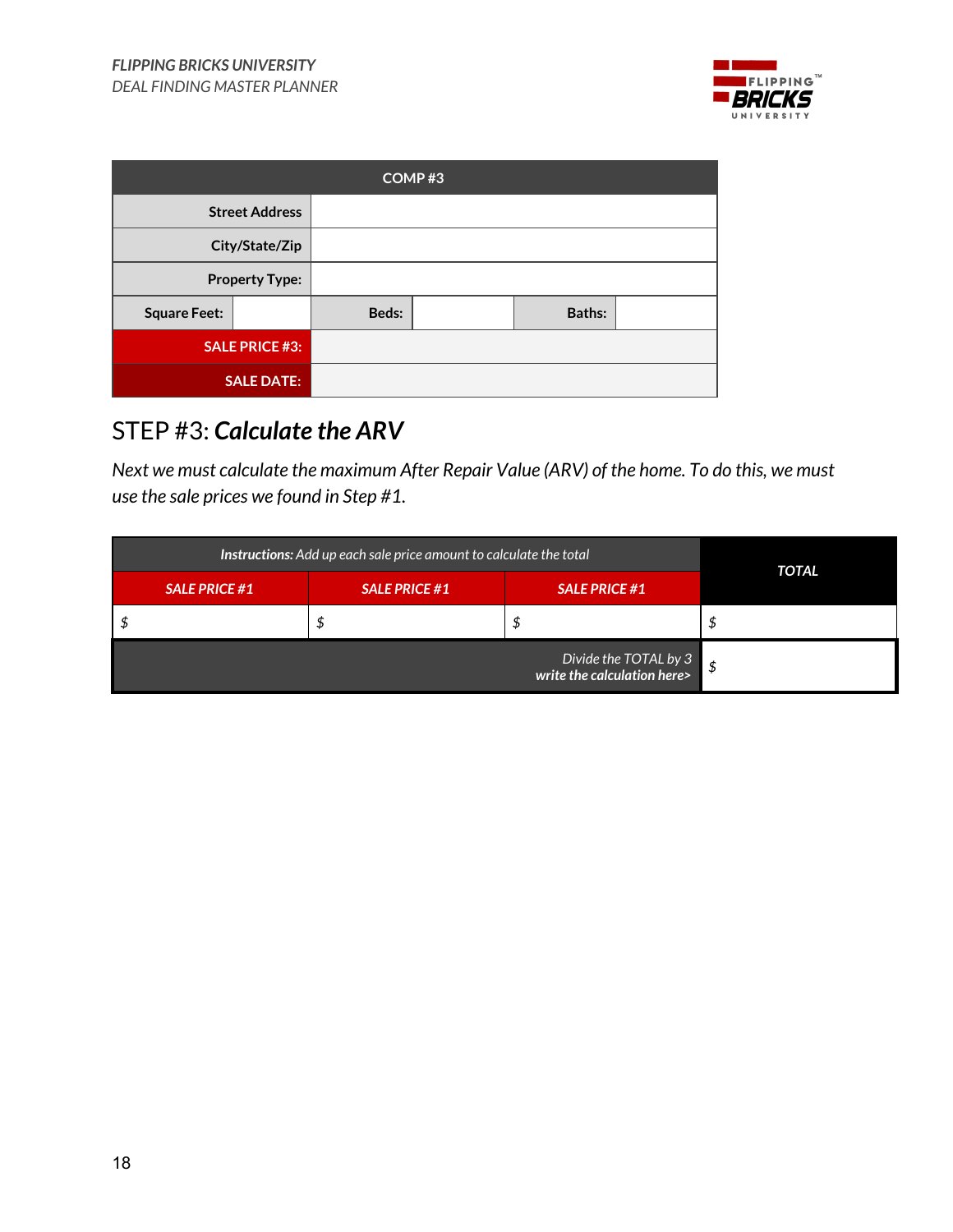| COMP #3 | | | | | |
|---|---|---|---|---|---|
| Street Address | | | | | |
| City/State/Zip | | | | | |
| Property Type: | | | | | |
| Square Feet: | | Beds: | | Baths: | |
| SALE PRICE #3: | | | | | |
| SALE DATE: | | | | | |

## STEP #3: ***Calculate the ARV***

*Next we must calculate the maximum After Repair Value (ARV) of the home. To do this, we must use the sale prices we found in Step #1.*

| ***Instructions:*** *Add up each sale price amount to calculate the total* | | | ***TOTAL*** |
|---|---|---|---|
| ***SALE PRICE #1*** | ***SALE PRICE #1*** | ***SALE PRICE #1*** | |
| $ | $ | $ | $ |
| | | *Divide the TOTAL by 3* ***write the calculation here>*** | $ |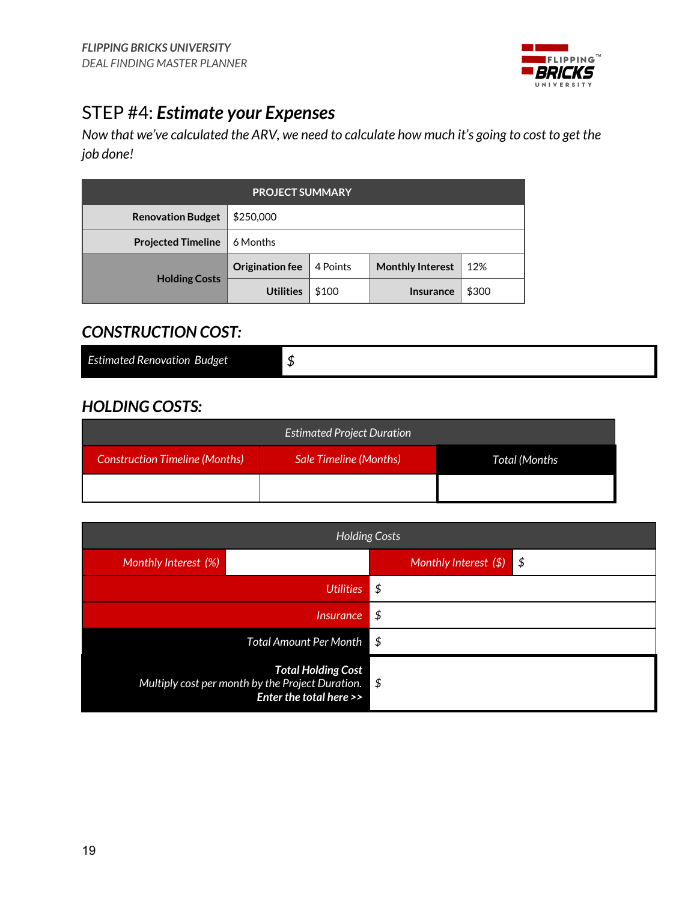# STEP #4: *Estimate your Expenses*

*Now that we've calculated the ARV, we need to calculate how much it's going to cost to get the job done!*

| PROJECT SUMMARY | | | | |
|---|---|---|---|---|
| **Renovation Budget** | $250,000 | | | |
| **Projected Timeline** | 6 Months | | | |
| **Holding Costs** | **Origination fee** | 4 Points | **Monthly Interest** | 12% |
| | **Utilities** | $100 | **Insurance** | $300 |

## *CONSTRUCTION COST:*

| | |
|---|---|
| *Estimated Renovation Budget* | $ |

## *HOLDING COSTS:*

| *Estimated Project Duration* | | |
|---|---|---|
| *Construction Timeline (Months)* | *Sale Timeline (Months)* | *Total (Months* |
| | | |

| *Holding Costs* | | | |
|---|---|---|---|
| *Monthly Interest (%)* | | *Monthly Interest ($)* | $ |
| *Utilities* | | $ | |
| *Insurance* | | $ | |
| *Total Amount Per Month* | | $ | |
| ***Total Holding Cost*** *Multiply cost per month by the Project Duration.* ***Enter the total here >>*** | | $ | |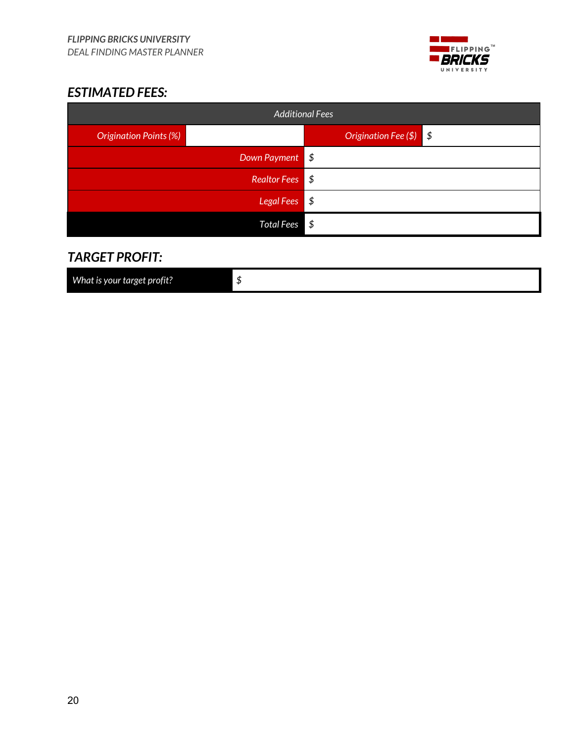## ESTIMATED FEES:

| Additional Fees | | | |
|---|---|---|---|
| Origination Points (%) | | Origination Fee ($) | $ |
| Down Payment | | $ | |
| Realtor Fees | | $ | |
| Legal Fees | | $ | |
| Total Fees | | $ | |

## TARGET PROFIT:

| | |
|---|---|
| What is your target profit? | $ |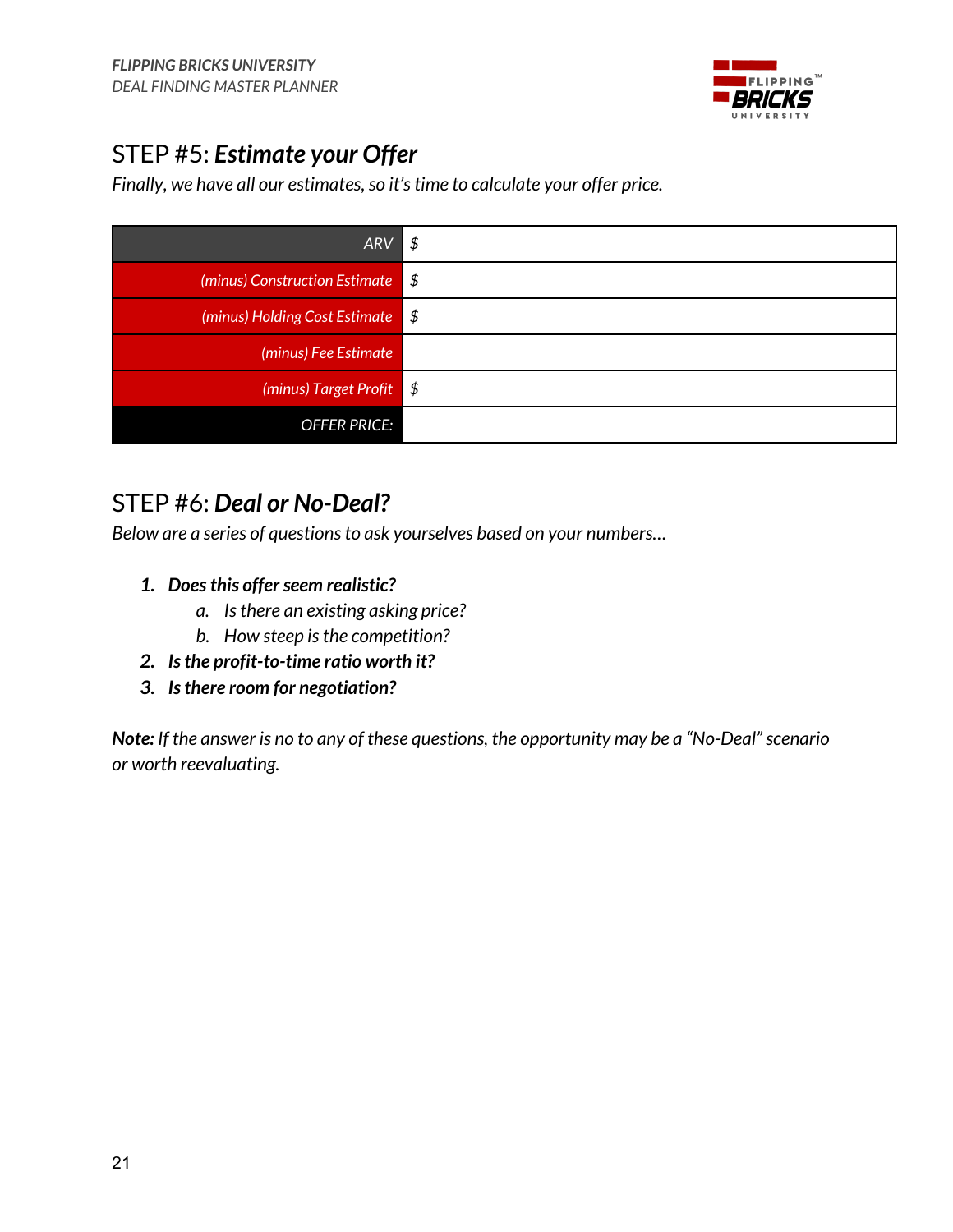## STEP #5: ***Estimate your Offer***

*Finally, we have all our estimates, so it's time to calculate your offer price.*

| | |
|---|---|
| *ARV* | *$* |
| *(minus) Construction Estimate* | *$* |
| *(minus) Holding Cost Estimate* | *$* |
| *(minus) Fee Estimate* | |
| *(minus) Target Profit* | *$* |
| *OFFER PRICE:* | |

## STEP #6: ***Deal or No-Deal?***

*Below are a series of questions to ask yourselves based on your numbers…*

1. ***Does this offer seem realistic?***
   a. *Is there an existing asking price?*
   b. *How steep is the competition?*
2. ***Is the profit-to-time ratio worth it?***
3. ***Is there room for negotiation?***

***Note:*** *If the answer is no to any of these questions, the opportunity may be a "No-Deal" scenario or worth reevaluating.*